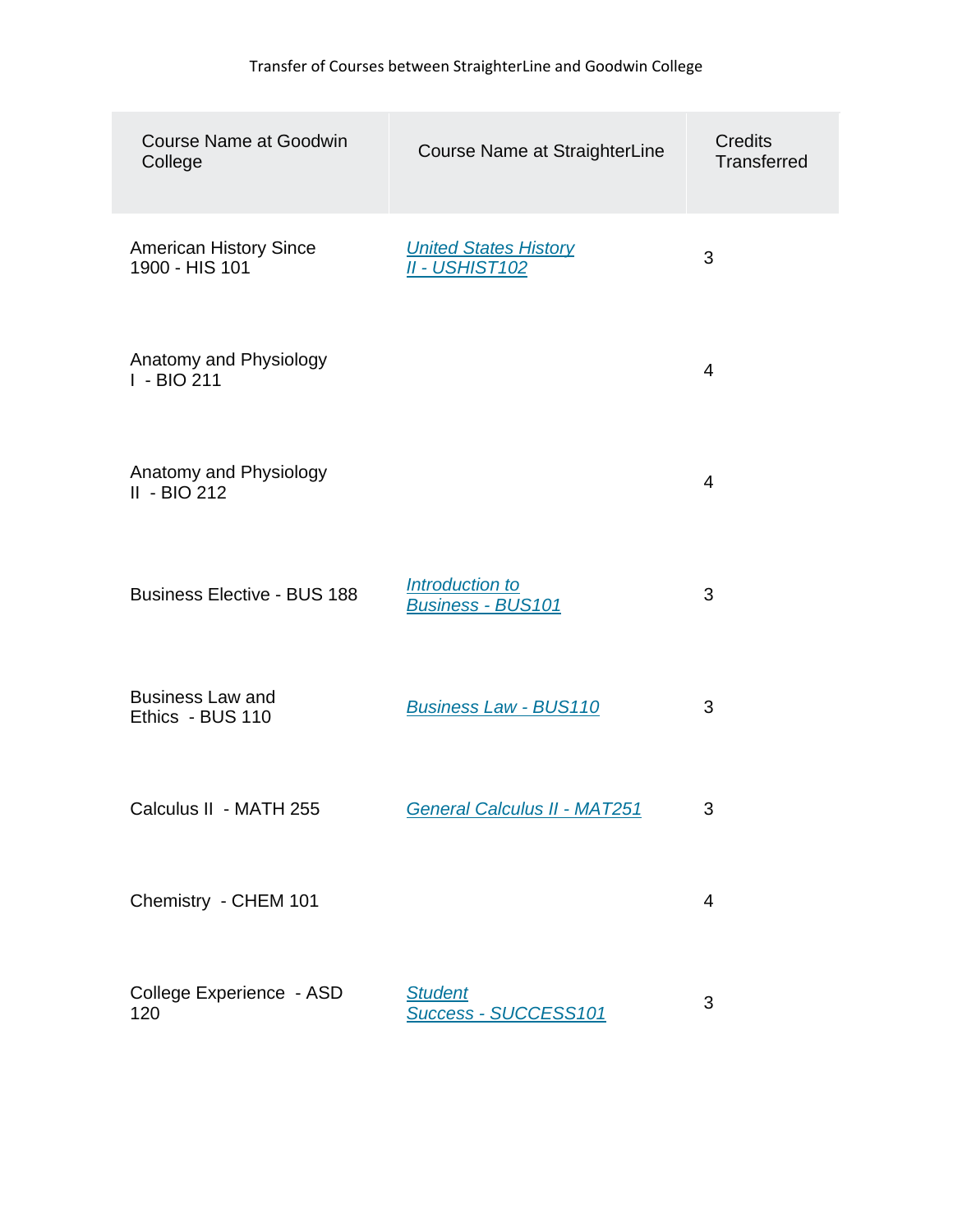Transfer of Courses between StraighterLine and Goodwin College

| Course Name at Goodwin College | Course Name at StraighterLine | Credits Transferred |
| --- | --- | --- |
| American History Since 1900 - HIS 101 | *United States History II - USHIST102* | 3 |
| Anatomy and Physiology I - BIO 211 | | 4 |
| Anatomy and Physiology II - BIO 212 | | 4 |
| Business Elective - BUS 188 | *Introduction to Business - BUS101* | 3 |
| Business Law and Ethics - BUS 110 | *Business Law - BUS110* | 3 |
| Calculus II - MATH 255 | *General Calculus II - MAT251* | 3 |
| Chemistry - CHEM 101 | | 4 |
| College Experience - ASD 120 | *Student Success - SUCCESS101* | 3 |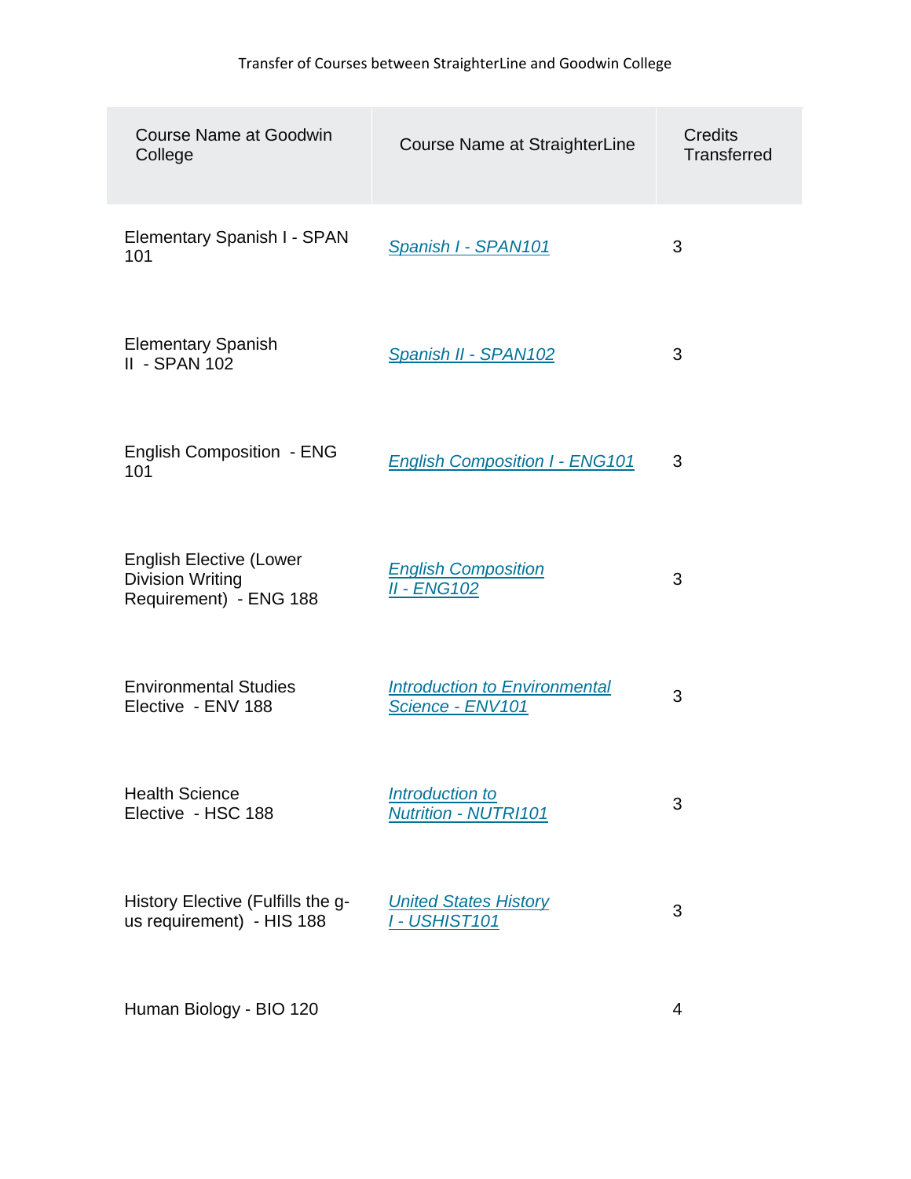| Course Name at Goodwin College | Course Name at StraighterLine | Credits Transferred |
| --- | --- | --- |
| Elementary Spanish I - SPAN 101 | *Spanish I - SPAN101* | 3 |
| Elementary Spanish II - SPAN 102 | *Spanish II - SPAN102* | 3 |
| English Composition - ENG 101 | *English Composition I - ENG101* | 3 |
| English Elective (Lower Division Writing Requirement) - ENG 188 | *English Composition II - ENG102* | 3 |
| Environmental Studies Elective - ENV 188 | *Introduction to Environmental Science - ENV101* | 3 |
| Health Science Elective - HSC 188 | *Introduction to Nutrition - NUTRI101* | 3 |
| History Elective (Fulfills the g-us requirement) - HIS 188 | *United States History I - USHIST101* | 3 |
| Human Biology - BIO 120 | | 4 |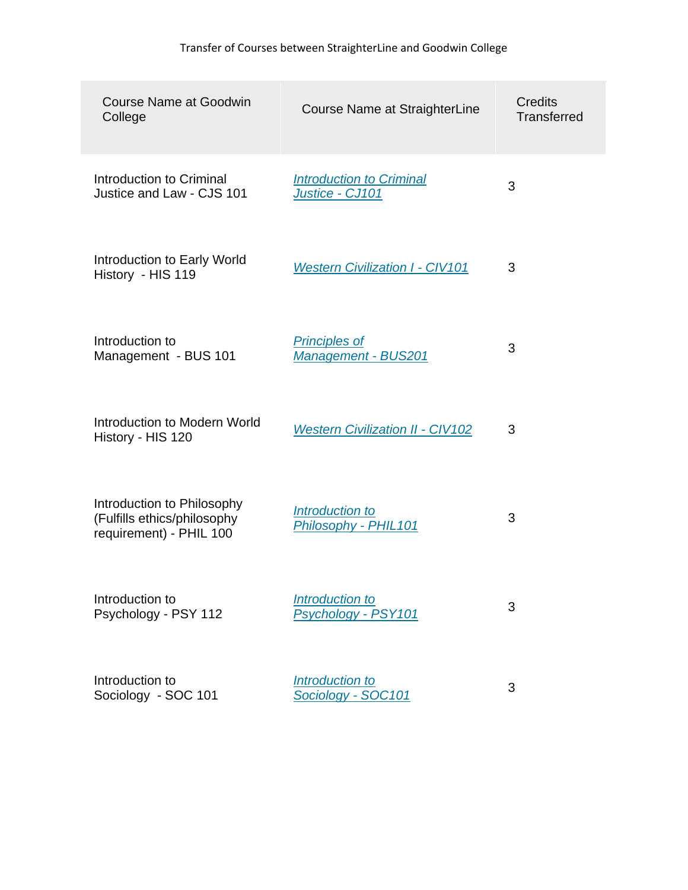Transfer of Courses between StraighterLine and Goodwin College

| Course Name at Goodwin College | Course Name at StraighterLine | Credits Transferred |
| --- | --- | --- |
| Introduction to Criminal Justice and Law - CJS 101 | *Introduction to Criminal Justice - CJ101* | 3 |
| Introduction to Early World History - HIS 119 | *Western Civilization I - CIV101* | 3 |
| Introduction to Management - BUS 101 | *Principles of Management - BUS201* | 3 |
| Introduction to Modern World History - HIS 120 | *Western Civilization II - CIV102* | 3 |
| Introduction to Philosophy (Fulfills ethics/philosophy requirement) - PHIL 100 | *Introduction to Philosophy - PHIL101* | 3 |
| Introduction to Psychology - PSY 112 | *Introduction to Psychology - PSY101* | 3 |
| Introduction to Sociology - SOC 101 | *Introduction to Sociology - SOC101* | 3 |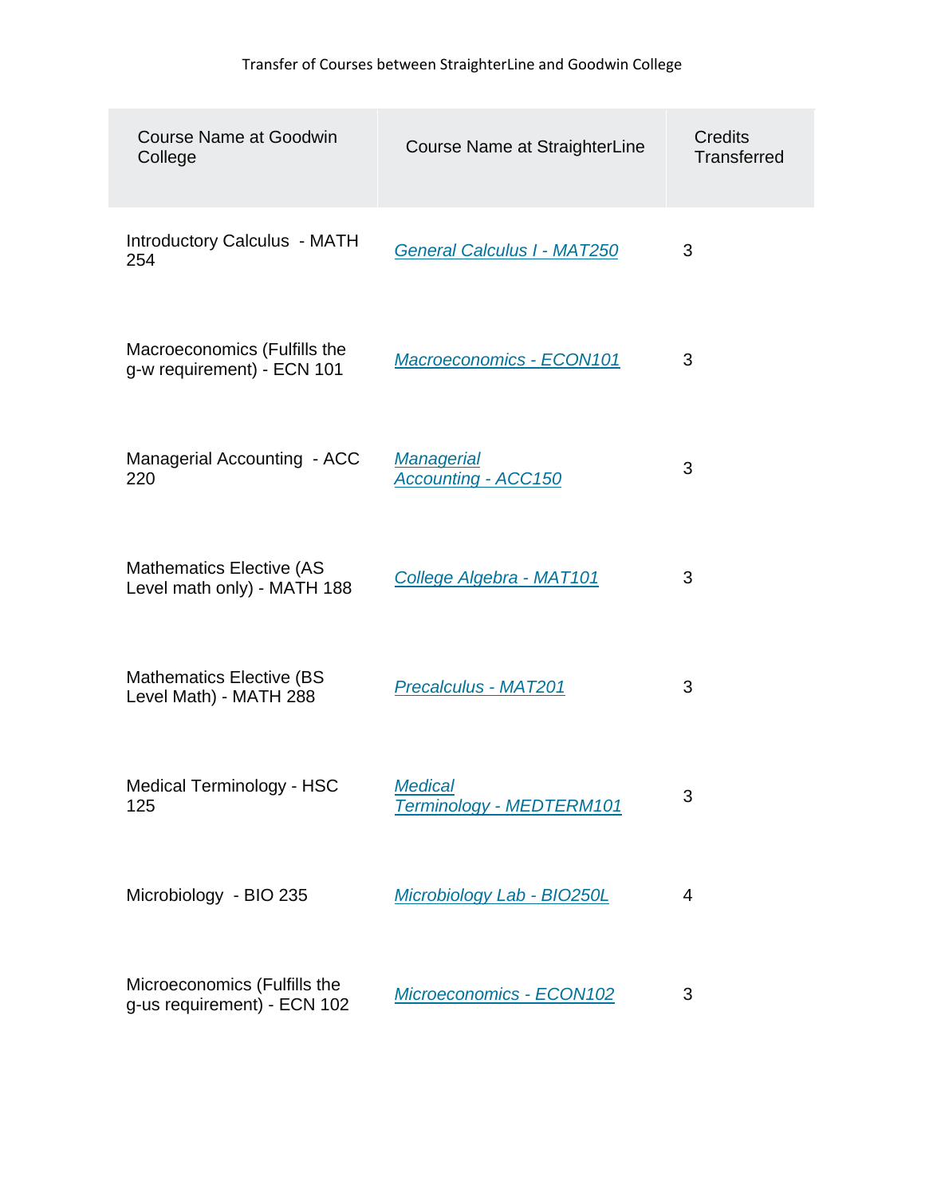Transfer of Courses between StraighterLine and Goodwin College

| Course Name at Goodwin College | Course Name at StraighterLine | Credits Transferred |
| --- | --- | --- |
| Introductory Calculus - MATH 254 | *General Calculus I - MAT250* | 3 |
| Macroeconomics (Fulfills the g-w requirement) - ECN 101 | *Macroeconomics - ECON101* | 3 |
| Managerial Accounting - ACC 220 | *Managerial Accounting - ACC150* | 3 |
| Mathematics Elective (AS Level math only) - MATH 188 | *College Algebra - MAT101* | 3 |
| Mathematics Elective (BS Level Math) - MATH 288 | *Precalculus - MAT201* | 3 |
| Medical Terminology - HSC 125 | *Medical Terminology - MEDTERM101* | 3 |
| Microbiology - BIO 235 | *Microbiology Lab - BIO250L* | 4 |
| Microeconomics (Fulfills the g-us requirement) - ECN 102 | *Microeconomics - ECON102* | 3 |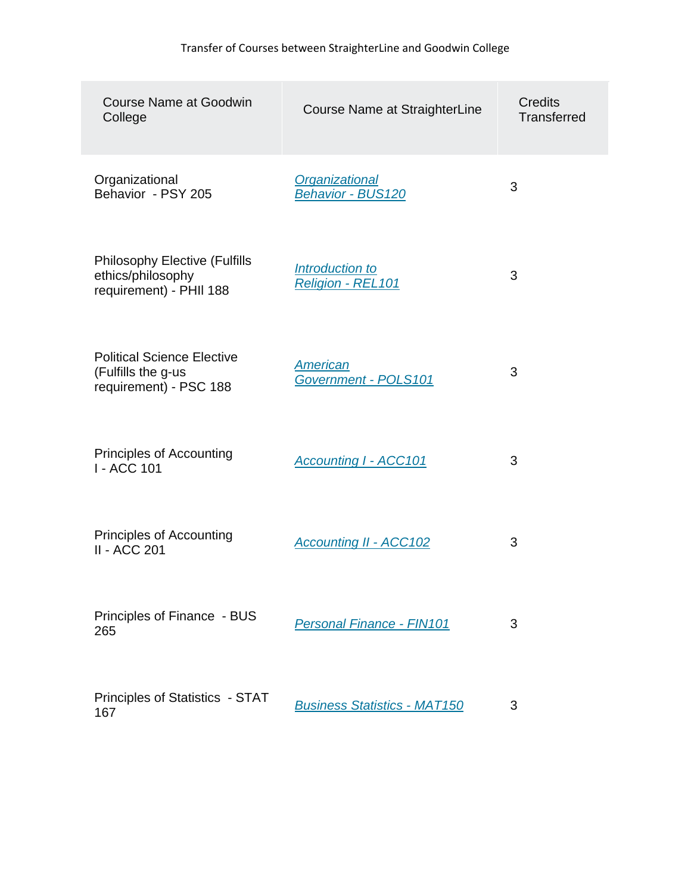| Course Name at Goodwin College | Course Name at StraighterLine | Credits Transferred |
|---|---|---|
| Organizational Behavior - PSY 205 | *Organizational Behavior - BUS120* | 3 |
| Philosophy Elective (Fulfills ethics/philosophy requirement) - PHIl 188 | *Introduction to Religion - REL101* | 3 |
| Political Science Elective (Fulfills the g-us requirement) - PSC 188 | *American Government - POLS101* | 3 |
| Principles of Accounting I - ACC 101 | *Accounting I - ACC101* | 3 |
| Principles of Accounting II - ACC 201 | *Accounting II - ACC102* | 3 |
| Principles of Finance - BUS 265 | *Personal Finance - FIN101* | 3 |
| Principles of Statistics - STAT 167 | *Business Statistics - MAT150* | 3 |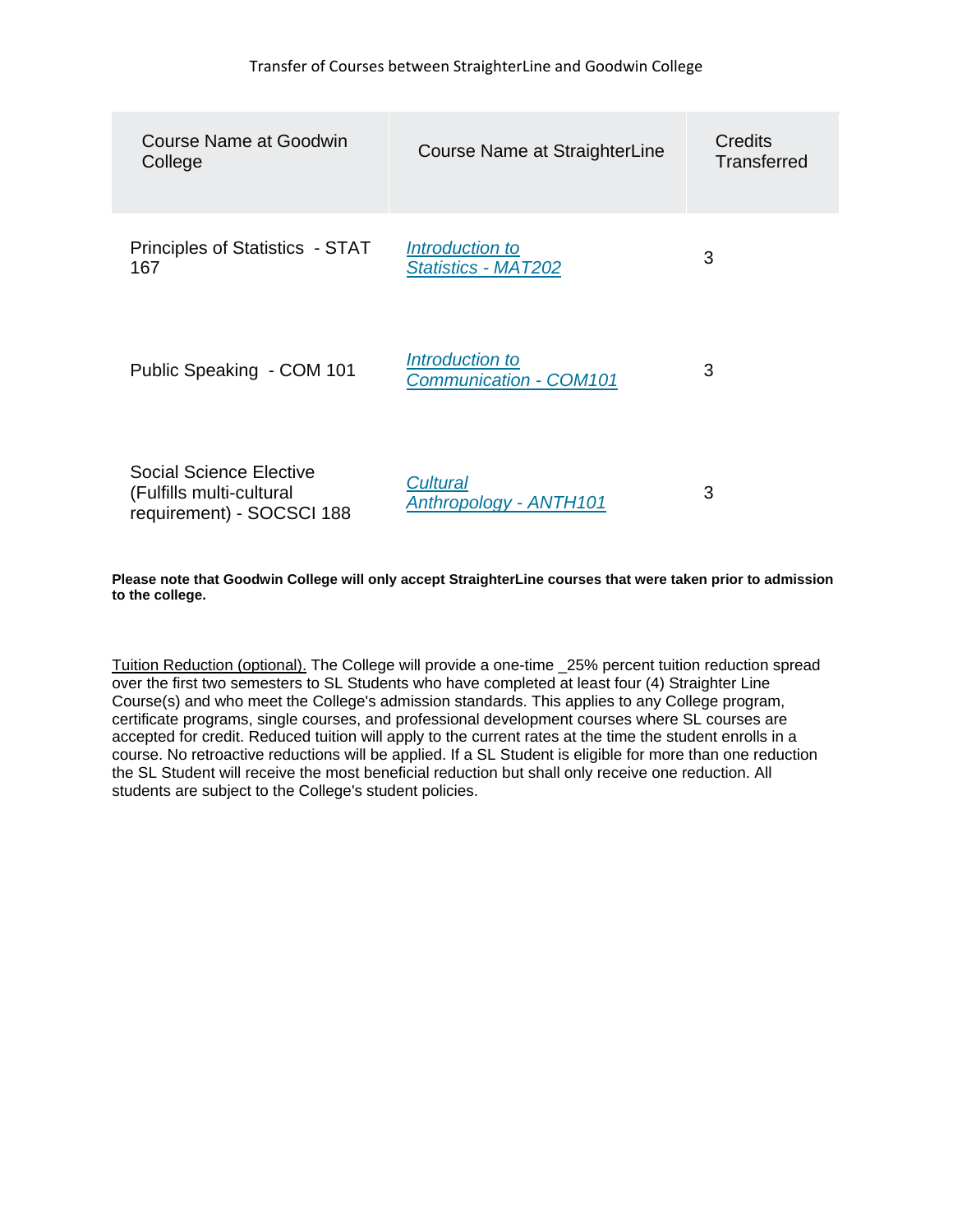Transfer of Courses between StraighterLine and Goodwin College

| Course Name at Goodwin College | Course Name at StraighterLine | Credits Transferred |
|---|---|---|
| Principles of Statistics - STAT 167 | *Introduction to Statistics - MAT202* | 3 |
| Public Speaking - COM 101 | *Introduction to Communication - COM101* | 3 |
| Social Science Elective (Fulfills multi-cultural requirement) - SOCSCI 188 | *Cultural Anthropology - ANTH101* | 3 |

**Please note that Goodwin College will only accept StraighterLine courses that were taken prior to admission to the college.**

Tuition Reduction (optional). The College will provide a one-time _25% percent tuition reduction spread over the first two semesters to SL Students who have completed at least four (4) Straighter Line Course(s) and who meet the College's admission standards. This applies to any College program, certificate programs, single courses, and professional development courses where SL courses are accepted for credit. Reduced tuition will apply to the current rates at the time the student enrolls in a course. No retroactive reductions will be applied. If a SL Student is eligible for more than one reduction the SL Student will receive the most beneficial reduction but shall only receive one reduction. All students are subject to the College's student policies.